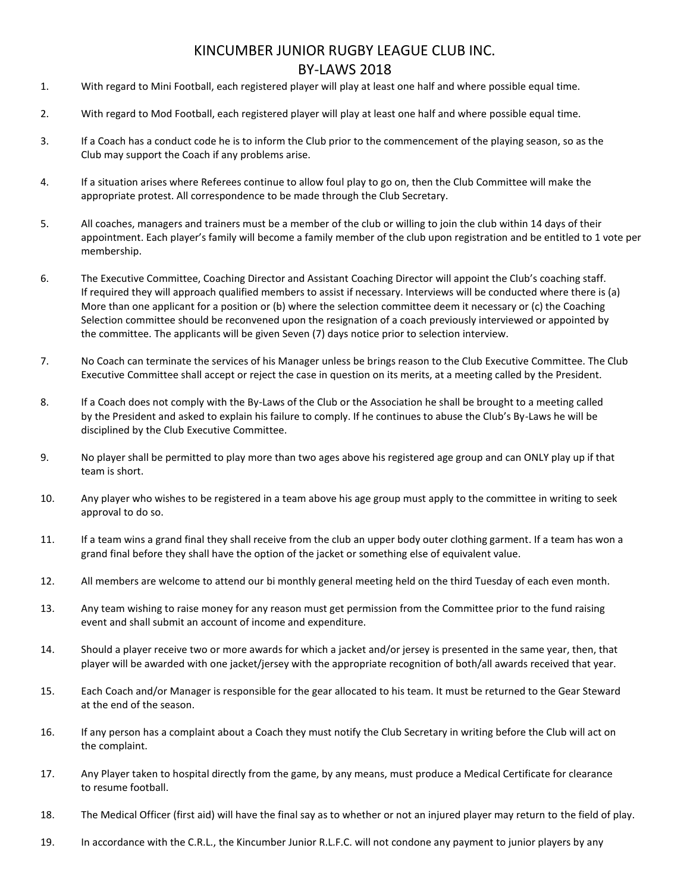# KINCUMBER JUNIOR RUGBY LEAGUE CLUB INC.
# BY-LAWS 2018

1. With regard to Mini Football, each registered player will play at least one half and where possible equal time.

2. With regard to Mod Football, each registered player will play at least one half and where possible equal time.

3. If a Coach has a conduct code he is to inform the Club prior to the commencement of the playing season, so as the Club may support the Coach if any problems arise.

4. If a situation arises where Referees continue to allow foul play to go on, then the Club Committee will make the appropriate protest. All correspondence to be made through the Club Secretary.

5. All coaches, managers and trainers must be a member of the club or willing to join the club within 14 days of their appointment. Each player's family will become a family member of the club upon registration and be entitled to 1 vote per membership.

6. The Executive Committee, Coaching Director and Assistant Coaching Director will appoint the Club's coaching staff. If required they will approach qualified members to assist if necessary. Interviews will be conducted where there is (a) More than one applicant for a position or (b) where the selection committee deem it necessary or (c) the Coaching Selection committee should be reconvened upon the resignation of a coach previously interviewed or appointed by the committee. The applicants will be given Seven (7) days notice prior to selection interview.

7. No Coach can terminate the services of his Manager unless be brings reason to the Club Executive Committee. The Club Executive Committee shall accept or reject the case in question on its merits, at a meeting called by the President.

8. If a Coach does not comply with the By-Laws of the Club or the Association he shall be brought to a meeting called by the President and asked to explain his failure to comply. If he continues to abuse the Club's By-Laws he will be disciplined by the Club Executive Committee.

9. No player shall be permitted to play more than two ages above his registered age group and can ONLY play up if that team is short.

10. Any player who wishes to be registered in a team above his age group must apply to the committee in writing to seek approval to do so.

11. If a team wins a grand final they shall receive from the club an upper body outer clothing garment. If a team has won a grand final before they shall have the option of the jacket or something else of equivalent value.

12. All members are welcome to attend our bi monthly general meeting held on the third Tuesday of each even month.

13. Any team wishing to raise money for any reason must get permission from the Committee prior to the fund raising event and shall submit an account of income and expenditure.

14. Should a player receive two or more awards for which a jacket and/or jersey is presented in the same year, then, that player will be awarded with one jacket/jersey with the appropriate recognition of both/all awards received that year.

15. Each Coach and/or Manager is responsible for the gear allocated to his team. It must be returned to the Gear Steward at the end of the season.

16. If any person has a complaint about a Coach they must notify the Club Secretary in writing before the Club will act on the complaint.

17. Any Player taken to hospital directly from the game, by any means, must produce a Medical Certificate for clearance to resume football.

18. The Medical Officer (first aid) will have the final say as to whether or not an injured player may return to the field of play.

19. In accordance with the C.R.L., the Kincumber Junior R.L.F.C. will not condone any payment to junior players by any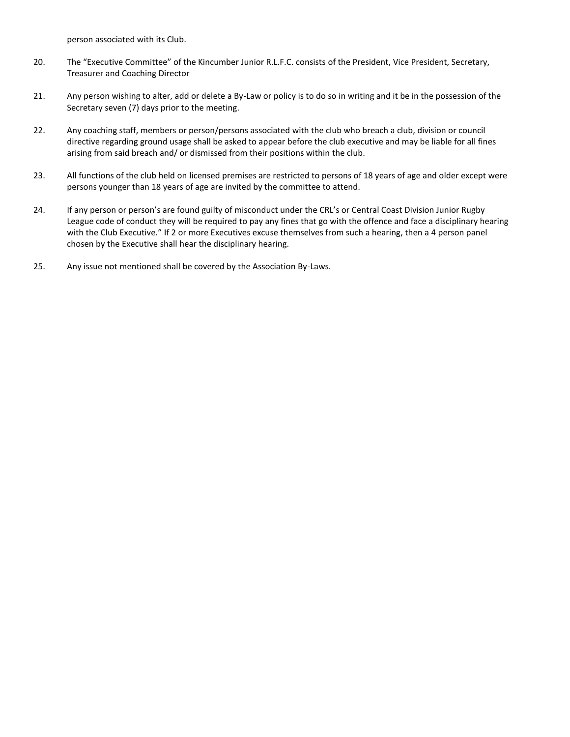person associated with its Club.

20. The “Executive Committee” of the Kincumber Junior R.L.F.C. consists of the President, Vice President, Secretary, Treasurer and Coaching Director

21. Any person wishing to alter, add or delete a By-Law or policy is to do so in writing and it be in the possession of the Secretary seven (7) days prior to the meeting.

22. Any coaching staff, members or person/persons associated with the club who breach a club, division or council directive regarding ground usage shall be asked to appear before the club executive and may be liable for all fines arising from said breach and/ or dismissed from their positions within the club.

23. All functions of the club held on licensed premises are restricted to persons of 18 years of age and older except were persons younger than 18 years of age are invited by the committee to attend.

24. If any person or person’s are found guilty of misconduct under the CRL’s or Central Coast Division Junior Rugby League code of conduct they will be required to pay any fines that go with the offence and face a disciplinary hearing with the Club Executive.” If 2 or more Executives excuse themselves from such a hearing, then a 4 person panel chosen by the Executive shall hear the disciplinary hearing.

25. Any issue not mentioned shall be covered by the Association By-Laws.